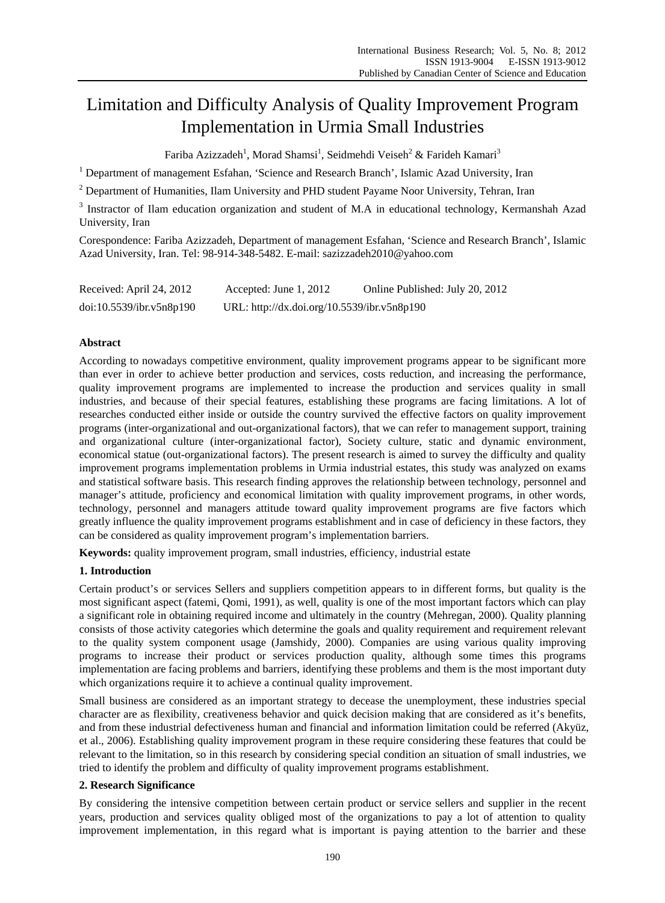# Limitation and Difficulty Analysis of Quality Improvement Program Implementation in Urmia Small Industries

Fariba Azizzadeh[1], Morad Shamsi[1], Seidmehdi Veiseh[2] & Farideh Kamari[3]

[1] Department of management Esfahan, 'Science and Research Branch', Islamic Azad University, Iran

[2] Department of Humanities, Ilam University and PHD student Payame Noor University, Tehran, Iran

[3] Instractor of Ilam education organization and student of M.A in educational technology, Kermanshah Azad University, Iran

Corespondence: Fariba Azizzadeh, Department of management Esfahan, 'Science and Research Branch', Islamic Azad University, Iran. Tel: 98-914-348-5482. E-mail: sazizzadeh2010@yahoo.com

Received: April 24, 2012    Accepted: June 1, 2012    Online Published: July 20, 2012

doi:10.5539/ibr.v5n8p190    URL: http://dx.doi.org/10.5539/ibr.v5n8p190

## Abstract

According to nowadays competitive environment, quality improvement programs appear to be significant more than ever in order to achieve better production and services, costs reduction, and increasing the performance, quality improvement programs are implemented to increase the production and services quality in small industries, and because of their special features, establishing these programs are facing limitations. A lot of researches conducted either inside or outside the country survived the effective factors on quality improvement programs (inter-organizational and out-organizational factors), that we can refer to management support, training and organizational culture (inter-organizational factor), Society culture, static and dynamic environment, economical statue (out-organizational factors). The present research is aimed to survey the difficulty and quality improvement programs implementation problems in Urmia industrial estates, this study was analyzed on exams and statistical software basis. This research finding approves the relationship between technology, personnel and manager's attitude, proficiency and economical limitation with quality improvement programs, in other words, technology, personnel and managers attitude toward quality improvement programs are five factors which greatly influence the quality improvement programs establishment and in case of deficiency in these factors, they can be considered as quality improvement program's implementation barriers.

**Keywords:** quality improvement program, small industries, efficiency, industrial estate

## 1. Introduction

Certain product's or services Sellers and suppliers competition appears to in different forms, but quality is the most significant aspect (fatemi, Qomi, 1991), as well, quality is one of the most important factors which can play a significant role in obtaining required income and ultimately in the country (Mehregan, 2000). Quality planning consists of those activity categories which determine the goals and quality requirement and requirement relevant to the quality system component usage (Jamshidy, 2000). Companies are using various quality improving programs to increase their product or services production quality, although some times this programs implementation are facing problems and barriers, identifying these problems and them is the most important duty which organizations require it to achieve a continual quality improvement.

Small business are considered as an important strategy to decease the unemployment, these industries special character are as flexibility, creativeness behavior and quick decision making that are considered as it's benefits, and from these industrial defectiveness human and financial and information limitation could be referred (Akyüz, et al., 2006). Establishing quality improvement program in these require considering these features that could be relevant to the limitation, so in this research by considering special condition an situation of small industries, we tried to identify the problem and difficulty of quality improvement programs establishment.

## 2. Research Significance

By considering the intensive competition between certain product or service sellers and supplier in the recent years, production and services quality obliged most of the organizations to pay a lot of attention to quality improvement implementation, in this regard what is important is paying attention to the barrier and these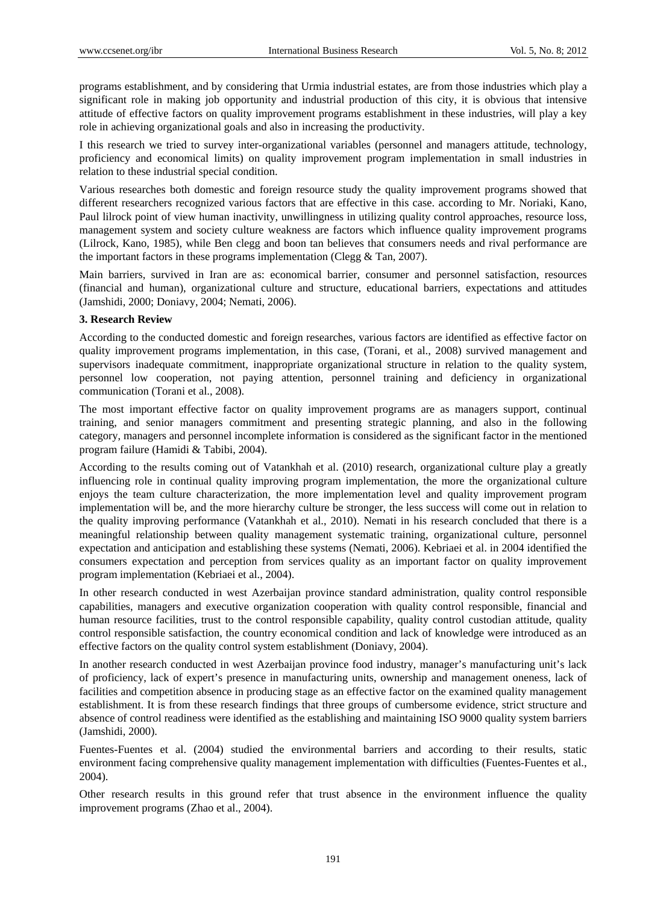programs establishment, and by considering that Urmia industrial estates, are from those industries which play a significant role in making job opportunity and industrial production of this city, it is obvious that intensive attitude of effective factors on quality improvement programs establishment in these industries, will play a key role in achieving organizational goals and also in increasing the productivity.

I this research we tried to survey inter-organizational variables (personnel and managers attitude, technology, proficiency and economical limits) on quality improvement program implementation in small industries in relation to these industrial special condition.

Various researches both domestic and foreign resource study the quality improvement programs showed that different researchers recognized various factors that are effective in this case. according to Mr. Noriaki, Kano, Paul lilrock point of view human inactivity, unwillingness in utilizing quality control approaches, resource loss, management system and society culture weakness are factors which influence quality improvement programs (Lilrock, Kano, 1985), while Ben clegg and boon tan believes that consumers needs and rival performance are the important factors in these programs implementation (Clegg & Tan, 2007).

Main barriers, survived in Iran are as: economical barrier, consumer and personnel satisfaction, resources (financial and human), organizational culture and structure, educational barriers, expectations and attitudes (Jamshidi, 2000; Doniavy, 2004; Nemati, 2006).

### 3. Research Review

According to the conducted domestic and foreign researches, various factors are identified as effective factor on quality improvement programs implementation, in this case, (Torani, et al., 2008) survived management and supervisors inadequate commitment, inappropriate organizational structure in relation to the quality system, personnel low cooperation, not paying attention, personnel training and deficiency in organizational communication (Torani et al., 2008).

The most important effective factor on quality improvement programs are as managers support, continual training, and senior managers commitment and presenting strategic planning, and also in the following category, managers and personnel incomplete information is considered as the significant factor in the mentioned program failure (Hamidi & Tabibi, 2004).

According to the results coming out of Vatankhah et al. (2010) research, organizational culture play a greatly influencing role in continual quality improving program implementation, the more the organizational culture enjoys the team culture characterization, the more implementation level and quality improvement program implementation will be, and the more hierarchy culture be stronger, the less success will come out in relation to the quality improving performance (Vatankhah et al., 2010). Nemati in his research concluded that there is a meaningful relationship between quality management systematic training, organizational culture, personnel expectation and anticipation and establishing these systems (Nemati, 2006). Kebriaei et al. in 2004 identified the consumers expectation and perception from services quality as an important factor on quality improvement program implementation (Kebriaei et al., 2004).

In other research conducted in west Azerbaijan province standard administration, quality control responsible capabilities, managers and executive organization cooperation with quality control responsible, financial and human resource facilities, trust to the control responsible capability, quality control custodian attitude, quality control responsible satisfaction, the country economical condition and lack of knowledge were introduced as an effective factors on the quality control system establishment (Doniavy, 2004).

In another research conducted in west Azerbaijan province food industry, manager's manufacturing unit's lack of proficiency, lack of expert's presence in manufacturing units, ownership and management oneness, lack of facilities and competition absence in producing stage as an effective factor on the examined quality management establishment. It is from these research findings that three groups of cumbersome evidence, strict structure and absence of control readiness were identified as the establishing and maintaining ISO 9000 quality system barriers (Jamshidi, 2000).

Fuentes-Fuentes et al. (2004) studied the environmental barriers and according to their results, static environment facing comprehensive quality management implementation with difficulties (Fuentes-Fuentes et al., 2004).

Other research results in this ground refer that trust absence in the environment influence the quality improvement programs (Zhao et al., 2004).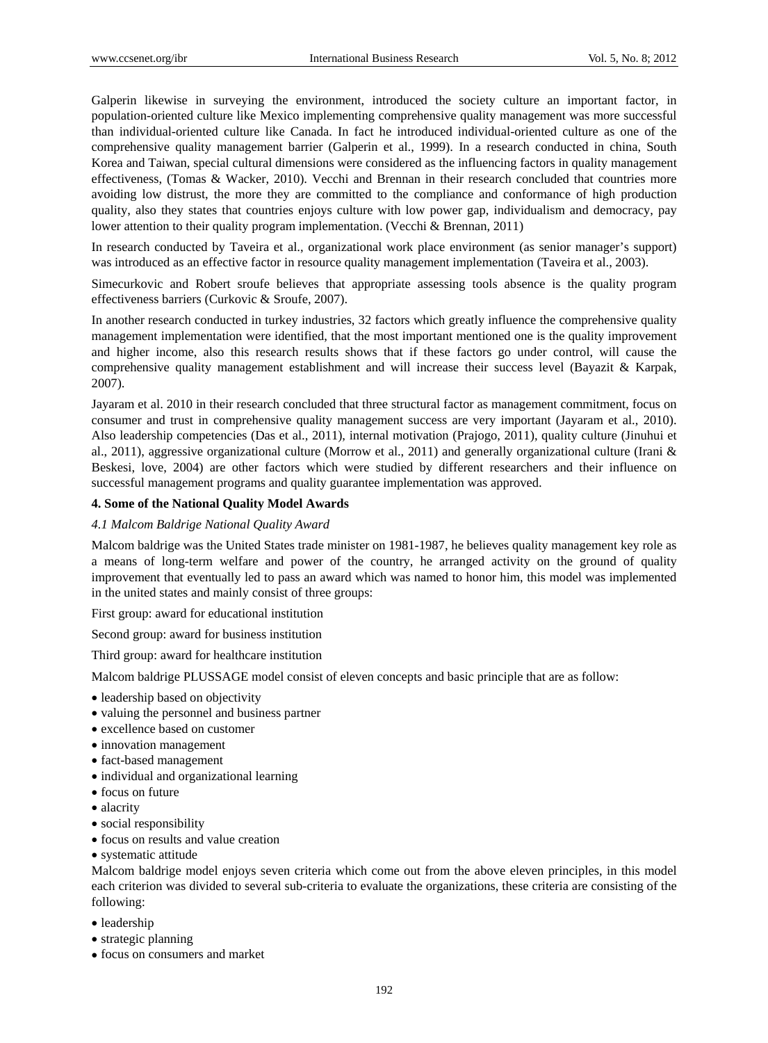Galperin likewise in surveying the environment, introduced the society culture an important factor, in population-oriented culture like Mexico implementing comprehensive quality management was more successful than individual-oriented culture like Canada. In fact he introduced individual-oriented culture as one of the comprehensive quality management barrier (Galperin et al., 1999). In a research conducted in china, South Korea and Taiwan, special cultural dimensions were considered as the influencing factors in quality management effectiveness, (Tomas & Wacker, 2010). Vecchi and Brennan in their research concluded that countries more avoiding low distrust, the more they are committed to the compliance and conformance of high production quality, also they states that countries enjoys culture with low power gap, individualism and democracy, pay lower attention to their quality program implementation. (Vecchi & Brennan, 2011)

In research conducted by Taveira et al., organizational work place environment (as senior manager's support) was introduced as an effective factor in resource quality management implementation (Taveira et al., 2003).

Simecurkovic and Robert sroufe believes that appropriate assessing tools absence is the quality program effectiveness barriers (Curkovic & Sroufe, 2007).

In another research conducted in turkey industries, 32 factors which greatly influence the comprehensive quality management implementation were identified, that the most important mentioned one is the quality improvement and higher income, also this research results shows that if these factors go under control, will cause the comprehensive quality management establishment and will increase their success level (Bayazit & Karpak, 2007).

Jayaram et al. 2010 in their research concluded that three structural factor as management commitment, focus on consumer and trust in comprehensive quality management success are very important (Jayaram et al., 2010). Also leadership competencies (Das et al., 2011), internal motivation (Prajogo, 2011), quality culture (Jinuhui et al., 2011), aggressive organizational culture (Morrow et al., 2011) and generally organizational culture (Irani & Beskesi, love, 2004) are other factors which were studied by different researchers and their influence on successful management programs and quality guarantee implementation was approved.

## 4. Some of the National Quality Model Awards

### *4.1 Malcom Baldrige National Quality Award*

Malcom baldrige was the United States trade minister on 1981-1987, he believes quality management key role as a means of long-term welfare and power of the country, he arranged activity on the ground of quality improvement that eventually led to pass an award which was named to honor him, this model was implemented in the united states and mainly consist of three groups:

First group: award for educational institution

Second group: award for business institution

Third group: award for healthcare institution

Malcom baldrige PLUSSAGE model consist of eleven concepts and basic principle that are as follow:

- leadership based on objectivity
- valuing the personnel and business partner
- excellence based on customer
- innovation management
- fact-based management
- individual and organizational learning
- focus on future
- alacrity
- social responsibility
- focus on results and value creation
- systematic attitude

Malcom baldrige model enjoys seven criteria which come out from the above eleven principles, in this model each criterion was divided to several sub-criteria to evaluate the organizations, these criteria are consisting of the following:

- leadership
- strategic planning
- focus on consumers and market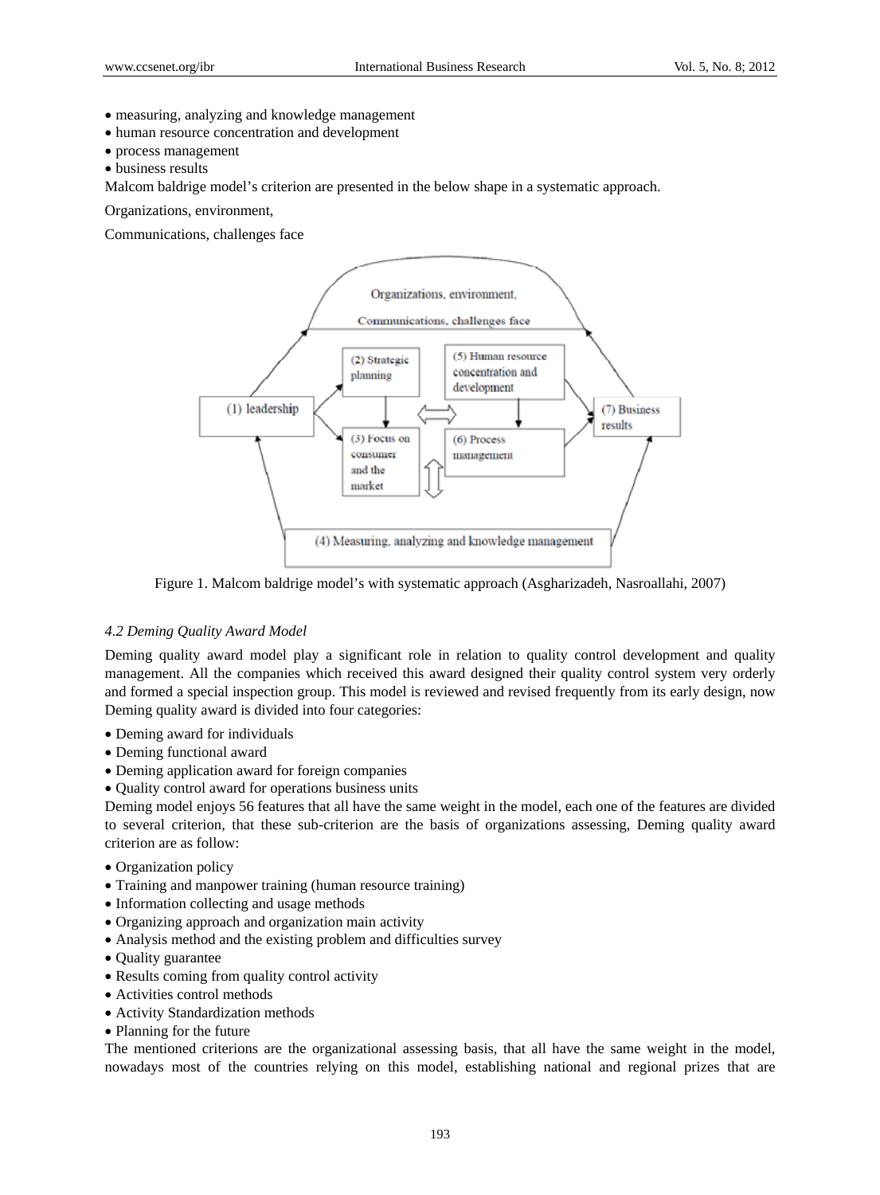- measuring, analyzing and knowledge management
- human resource concentration and development
- process management
- business results

Malcom baldrige model's criterion are presented in the below shape in a systematic approach.

Organizations, environment,

Communications, challenges face

Organizations, environment,

Communications, challenges face

(2) Strategic planning

(5) Human resource concentration and development

(1) leadership

(7) Business results

(3) Focus on consumer and the market

(6) Process management

(4) Measuring, analyzing and knowledge management

Figure 1. Malcom baldrige model's with systematic approach (Asgharizadeh, Nasroallahi, 2007)

### *4.2 Deming Quality Award Model*

Deming quality award model play a significant role in relation to quality control development and quality management. All the companies which received this award designed their quality control system very orderly and formed a special inspection group. This model is reviewed and revised frequently from its early design, now Deming quality award is divided into four categories:

- Deming award for individuals
- Deming functional award
- Deming application award for foreign companies
- Quality control award for operations business units

Deming model enjoys 56 features that all have the same weight in the model, each one of the features are divided to several criterion, that these sub-criterion are the basis of organizations assessing, Deming quality award criterion are as follow:

- Organization policy
- Training and manpower training (human resource training)
- Information collecting and usage methods
- Organizing approach and organization main activity
- Analysis method and the existing problem and difficulties survey
- Quality guarantee
- Results coming from quality control activity
- Activities control methods
- Activity Standardization methods
- Planning for the future

The mentioned criterions are the organizational assessing basis, that all have the same weight in the model, nowadays most of the countries relying on this model, establishing national and regional prizes that are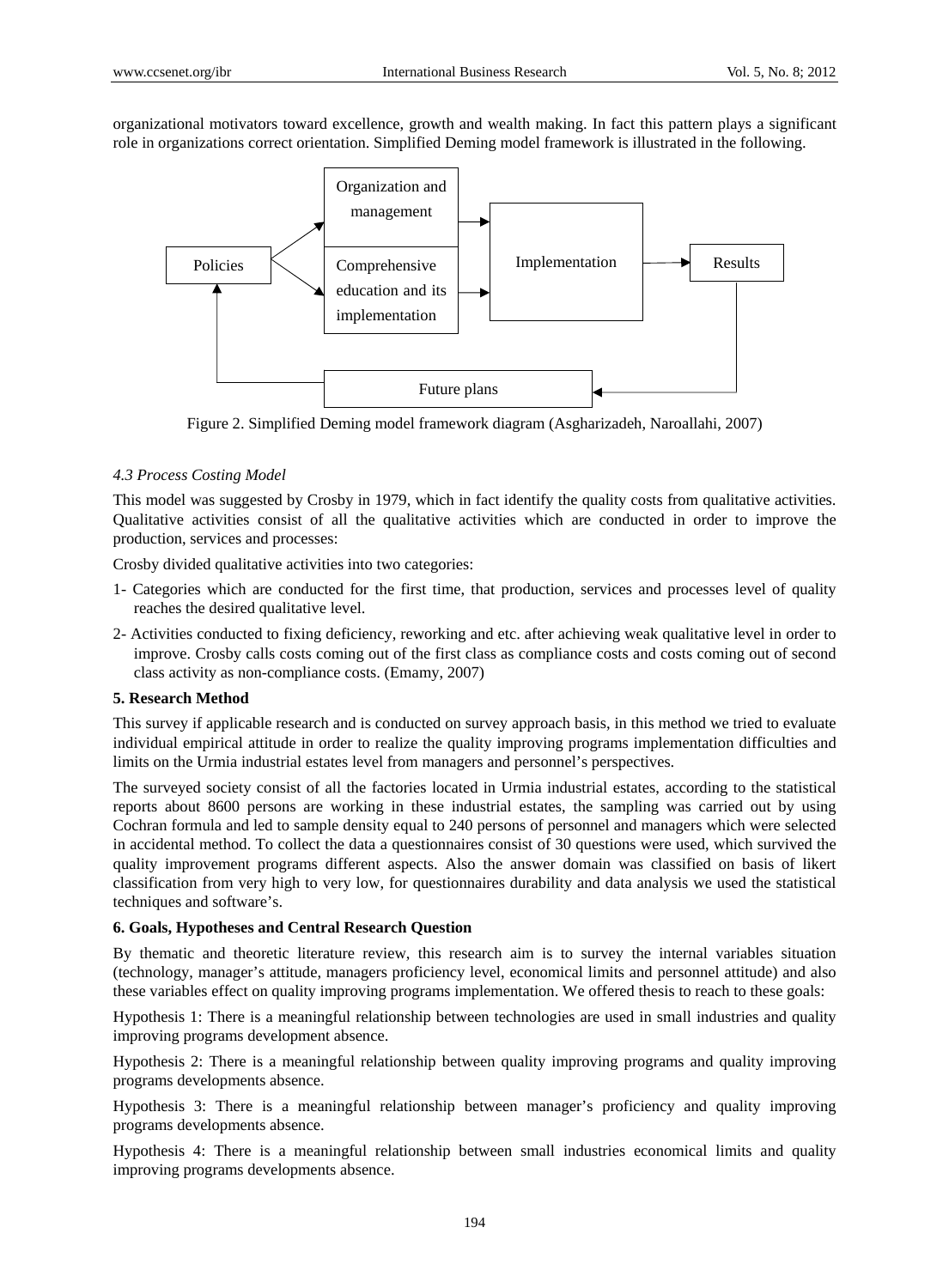organizational motivators toward excellence, growth and wealth making. In fact this pattern plays a significant role in organizations correct orientation. Simplified Deming model framework is illustrated in the following.

Figure 2. Simplified Deming model framework diagram (Asgharizadeh, Naroallahi, 2007)

*4.3 Process Costing Model*

This model was suggested by Crosby in 1979, which in fact identify the quality costs from qualitative activities. Qualitative activities consist of all the qualitative activities which are conducted in order to improve the production, services and processes:

Crosby divided qualitative activities into two categories:

1- Categories which are conducted for the first time, that production, services and processes level of quality reaches the desired qualitative level.

2- Activities conducted to fixing deficiency, reworking and etc. after achieving weak qualitative level in order to improve. Crosby calls costs coming out of the first class as compliance costs and costs coming out of second class activity as non-compliance costs. (Emamy, 2007)

**5. Research Method**

This survey if applicable research and is conducted on survey approach basis, in this method we tried to evaluate individual empirical attitude in order to realize the quality improving programs implementation difficulties and limits on the Urmia industrial estates level from managers and personnel's perspectives.

The surveyed society consist of all the factories located in Urmia industrial estates, according to the statistical reports about 8600 persons are working in these industrial estates, the sampling was carried out by using Cochran formula and led to sample density equal to 240 persons of personnel and managers which were selected in accidental method. To collect the data a questionnaires consist of 30 questions were used, which survived the quality improvement programs different aspects. Also the answer domain was classified on basis of likert classification from very high to very low, for questionnaires durability and data analysis we used the statistical techniques and software's.

**6. Goals, Hypotheses and Central Research Question**

By thematic and theoretic literature review, this research aim is to survey the internal variables situation (technology, manager's attitude, managers proficiency level, economical limits and personnel attitude) and also these variables effect on quality improving programs implementation. We offered thesis to reach to these goals:

Hypothesis 1: There is a meaningful relationship between technologies are used in small industries and quality improving programs development absence.

Hypothesis 2: There is a meaningful relationship between quality improving programs and quality improving programs developments absence.

Hypothesis 3: There is a meaningful relationship between manager's proficiency and quality improving programs developments absence.

Hypothesis 4: There is a meaningful relationship between small industries economical limits and quality improving programs developments absence.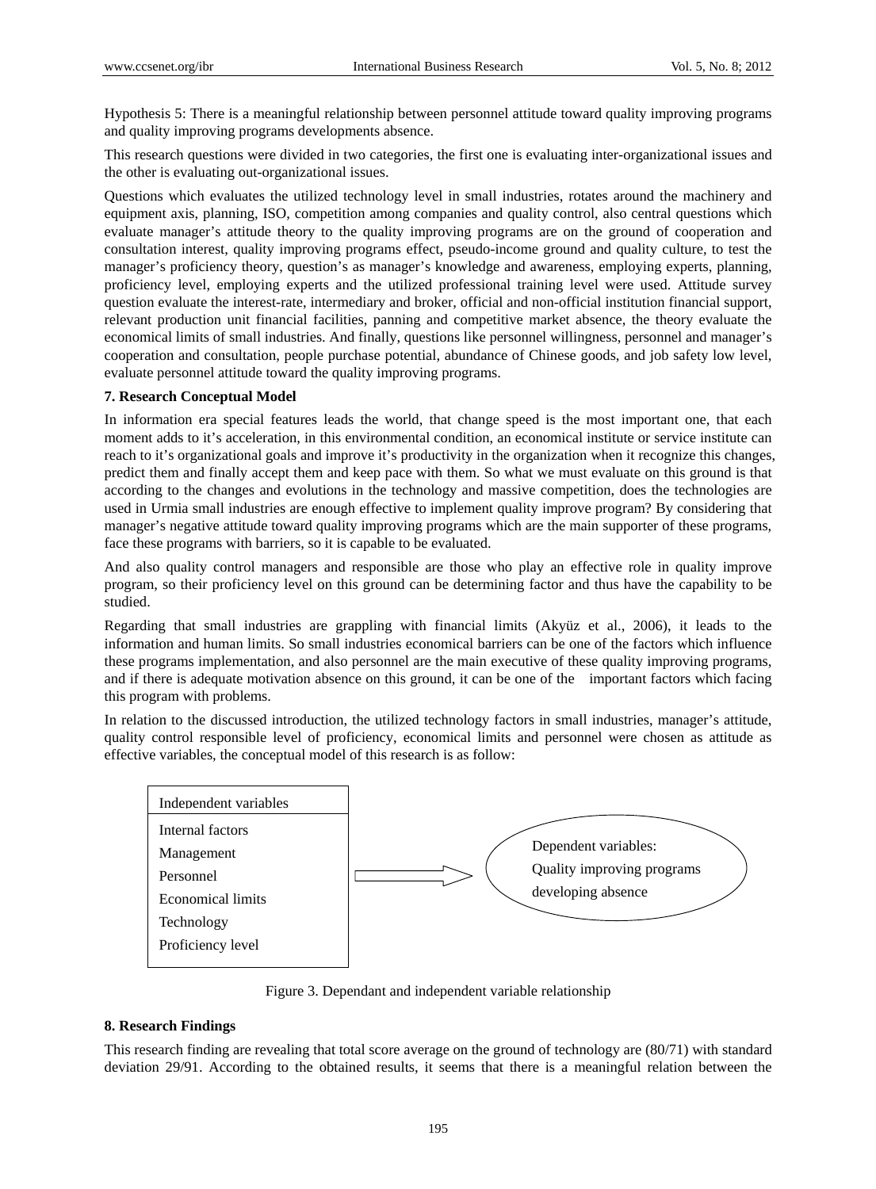Hypothesis 5: There is a meaningful relationship between personnel attitude toward quality improving programs and quality improving programs developments absence.

This research questions were divided in two categories, the first one is evaluating inter-organizational issues and the other is evaluating out-organizational issues.

Questions which evaluates the utilized technology level in small industries, rotates around the machinery and equipment axis, planning, ISO, competition among companies and quality control, also central questions which evaluate manager's attitude theory to the quality improving programs are on the ground of cooperation and consultation interest, quality improving programs effect, pseudo-income ground and quality culture, to test the manager's proficiency theory, question's as manager's knowledge and awareness, employing experts, planning, proficiency level, employing experts and the utilized professional training level were used. Attitude survey question evaluate the interest-rate, intermediary and broker, official and non-official institution financial support, relevant production unit financial facilities, panning and competitive market absence, the theory evaluate the economical limits of small industries. And finally, questions like personnel willingness, personnel and manager's cooperation and consultation, people purchase potential, abundance of Chinese goods, and job safety low level, evaluate personnel attitude toward the quality improving programs.

**7. Research Conceptual Model**

In information era special features leads the world, that change speed is the most important one, that each moment adds to it's acceleration, in this environmental condition, an economical institute or service institute can reach to it's organizational goals and improve it's productivity in the organization when it recognize this changes, predict them and finally accept them and keep pace with them. So what we must evaluate on this ground is that according to the changes and evolutions in the technology and massive competition, does the technologies are used in Urmia small industries are enough effective to implement quality improve program? By considering that manager's negative attitude toward quality improving programs which are the main supporter of these programs, face these programs with barriers, so it is capable to be evaluated.

And also quality control managers and responsible are those who play an effective role in quality improve program, so their proficiency level on this ground can be determining factor and thus have the capability to be studied.

Regarding that small industries are grappling with financial limits (Akyüz et al., 2006), it leads to the information and human limits. So small industries economical barriers can be one of the factors which influence these programs implementation, and also personnel are the main executive of these quality improving programs, and if there is adequate motivation absence on this ground, it can be one of the important factors which facing this program with problems.

In relation to the discussed introduction, the utilized technology factors in small industries, manager's attitude, quality control responsible level of proficiency, economical limits and personnel were chosen as attitude as effective variables, the conceptual model of this research is as follow:

| Independent variables | | Dependent variables: |
|---|---|---|
| Internal factors<br>Management<br>Personnel<br>Economical limits<br>Technology<br>Proficiency level | ⇒ | Quality improving programs developing absence |

Figure 3. Dependant and independent variable relationship

**8. Research Findings**

This research finding are revealing that total score average on the ground of technology are (80/71) with standard deviation 29/91. According to the obtained results, it seems that there is a meaningful relation between the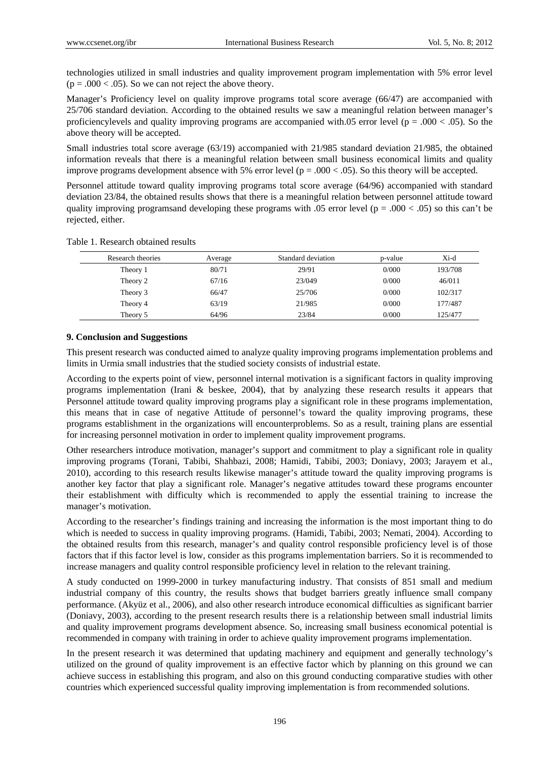technologies utilized in small industries and quality improvement program implementation with 5% error level ($p = .000 < .05$). So we can not reject the above theory.

Manager's Proficiency level on quality improve programs total score average (66/47) are accompanied with 25/706 standard deviation. According to the obtained results we saw a meaningful relation between manager's proficiencylevels and quality improving programs are accompanied with.05 error level ($p = .000 < .05$). So the above theory will be accepted.

Small industries total score average (63/19) accompanied with 21/985 standard deviation 21/985, the obtained information reveals that there is a meaningful relation between small business economical limits and quality improve programs development absence with 5% error level ($p = .000 < .05$). So this theory will be accepted.

Personnel attitude toward quality improving programs total score average (64/96) accompanied with standard deviation 23/84, the obtained results shows that there is a meaningful relation between personnel attitude toward quality improving programsand developing these programs with .05 error level ($p = .000 < .05$) so this can't be rejected, either.

Table 1. Research obtained results

| Research theories | Average | Standard deviation | p-value | Xi-d |
|---|---|---|---|---|
| Theory 1 | 80/71 | 29/91 | 0/000 | 193/708 |
| Theory 2 | 67/16 | 23/049 | 0/000 | 46/011 |
| Theory 3 | 66/47 | 25/706 | 0/000 | 102/317 |
| Theory 4 | 63/19 | 21/985 | 0/000 | 177/487 |
| Theory 5 | 64/96 | 23/84 | 0/000 | 125/477 |

## 9. Conclusion and Suggestions

This present research was conducted aimed to analyze quality improving programs implementation problems and limits in Urmia small industries that the studied society consists of industrial estate.

According to the experts point of view, personnel internal motivation is a significant factors in quality improving programs implementation (Irani & beskee, 2004), that by analyzing these research results it appears that Personnel attitude toward quality improving programs play a significant role in these programs implementation, this means that in case of negative Attitude of personnel's toward the quality improving programs, these programs establishment in the organizations will encounterproblems. So as a result, training plans are essential for increasing personnel motivation in order to implement quality improvement programs.

Other researchers introduce motivation, manager's support and commitment to play a significant role in quality improving programs (Torani, Tabibi, Shahbazi, 2008; Hamidi, Tabibi, 2003; Doniavy, 2003; Jarayem et al., 2010), according to this research results likewise manager's attitude toward the quality improving programs is another key factor that play a significant role. Manager's negative attitudes toward these programs encounter their establishment with difficulty which is recommended to apply the essential training to increase the manager's motivation.

According to the researcher's findings training and increasing the information is the most important thing to do which is needed to success in quality improving programs. (Hamidi, Tabibi, 2003; Nemati, 2004). According to the obtained results from this research, manager's and quality control responsible proficiency level is of those factors that if this factor level is low, consider as this programs implementation barriers. So it is recommended to increase managers and quality control responsible proficiency level in relation to the relevant training.

A study conducted on 1999-2000 in turkey manufacturing industry. That consists of 851 small and medium industrial company of this country, the results shows that budget barriers greatly influence small company performance. (Akyüz et al., 2006), and also other research introduce economical difficulties as significant barrier (Doniavy, 2003), according to the present research results there is a relationship between small industrial limits and quality improvement programs development absence. So, increasing small business economical potential is recommended in company with training in order to achieve quality improvement programs implementation.

In the present research it was determined that updating machinery and equipment and generally technology's utilized on the ground of quality improvement is an effective factor which by planning on this ground we can achieve success in establishing this program, and also on this ground conducting comparative studies with other countries which experienced successful quality improving implementation is from recommended solutions.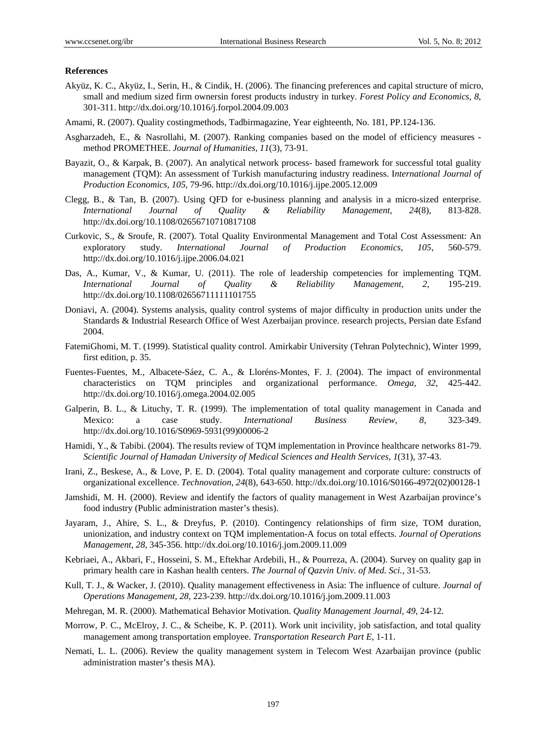**References**

Akyüz, K. C., Akyüz, I., Serin, H., & Cindik, H. (2006). The financing preferences and capital structure of micro, small and medium sized firm ownersin forest products industry in turkey. *Forest Policy and Economics, 8*, 301-311. http://dx.doi.org/10.1016/j.forpol.2004.09.003

Amami, R. (2007). Quality costingmethods, Tadbirmagazine, Year eighteenth, No. 181, PP.124-136.

Asgharzadeh, E., & Nasrollahi, M. (2007). Ranking companies based on the model of efficiency measures - method PROMETHEE. *Journal of Humanities, 11*(3), 73-91.

Bayazit, O., & Karpak, B. (2007). An analytical network process- based framework for successful total guality management (TQM): An assessment of Turkish manufacturing industry readiness. I*nternational Journal of Production Economics, 105*, 79-96. http://dx.doi.org/10.1016/j.ijpe.2005.12.009

Clegg, B., & Tan, B. (2007). Using QFD for e-business planning and analysis in a micro-sized enterprise. *International Journal of Quality & Reliability Management, 24*(8), 813-828. http://dx.doi.org/10.1108/02656710710817108

Curkovic, S., & Sroufe, R. (2007). Total Quality Environmental Management and Total Cost Assessment: An exploratory study. *International Journal of Production Economics, 105*, 560-579. http://dx.doi.org/10.1016/j.ijpe.2006.04.021

Das, A., Kumar, V., & Kumar, U. (2011). The role of leadership competencies for implementing TQM. *International Journal of Quality & Reliability Management, 2*, 195-219. http://dx.doi.org/10.1108/02656711111101755

Doniavi, A. (2004). Systems analysis, quality control systems of major difficulty in production units under the Standards & Industrial Research Office of West Azerbaijan province. research projects, Persian date Esfand 2004.

FatemiGhomi, M. T. (1999). Statistical quality control. Amirkabir University (Tehran Polytechnic), Winter 1999, first edition, p. 35.

Fuentes-Fuentes, M., Albacete-Sáez, C. A., & Lloréns-Montes, F. J. (2004). The impact of environmental characteristics on TQM principles and organizational performance. *Omega, 32*, 425-442. http://dx.doi.org/10.1016/j.omega.2004.02.005

Galperin, B. L., & Lituchy, T. R. (1999). The implementation of total quality management in Canada and Mexico: a case study. *International Business Review, 8*, 323-349. http://dx.doi.org/10.1016/S0969-5931(99)00006-2

Hamidi, Y., & Tabibi. (2004). The results review of TQM implementation in Province healthcare networks 81-79. *Scientific Journal of Hamadan University of Medical Sciences and Health Services, 1*(31), 37-43.

Irani, Z., Beskese, A., & Love, P. E. D. (2004). Total quality management and corporate culture: constructs of organizational excellence. *Technovation, 24*(8), 643-650. http://dx.doi.org/10.1016/S0166-4972(02)00128-1

Jamshidi, M. H. (2000). Review and identify the factors of quality management in West Azarbaijan province's food industry (Public administration master's thesis).

Jayaram, J., Ahire, S. L., & Dreyfus, P. (2010). Contingency relationships of firm size, TOM duration, unionization, and industry context on TQM implementation-A focus on total effects. *Journal of Operations Management, 28*, 345-356. http://dx.doi.org/10.1016/j.jom.2009.11.009

Kebriaei, A., Akbari, F., Hosseini, S. M., Eftekhar Ardebili, H., & Pourreza, A. (2004). Survey on quality gap in primary health care in Kashan health centers. *The Journal of Qazvin Univ. of Med. Sci.,* 31-53.

Kull, T. J., & Wacker, J. (2010). Quality management effectiveness in Asia: The influence of culture. *Journal of Operations Management, 28*, 223-239. http://dx.doi.org/10.1016/j.jom.2009.11.003

Mehregan, M. R. (2000). Mathematical Behavior Motivation. *Quality Management Journal, 49*, 24-12.

Morrow, P. C., McElroy, J. C., & Scheibe, K. P. (2011). Work unit incivility, job satisfaction, and total quality management among transportation employee. *Transportation Research Part E*, 1-11.

Nemati, L. L. (2006). Review the quality management system in Telecom West Azarbaijan province (public administration master's thesis MA).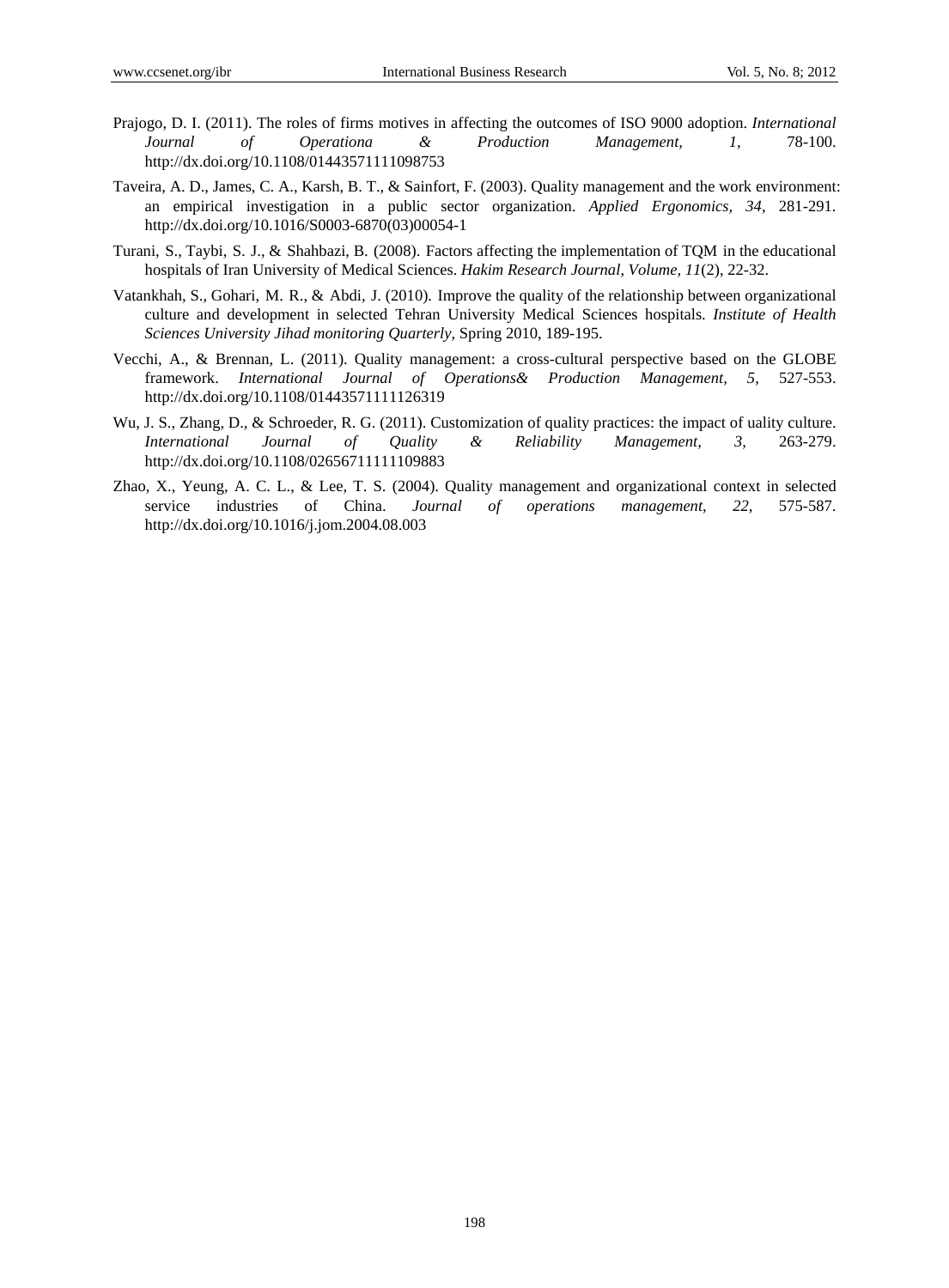Prajogo, D. I. (2011). The roles of firms motives in affecting the outcomes of ISO 9000 adoption. *International Journal of Operationa & Production Management, 1*, 78-100. http://dx.doi.org/10.1108/01443571111098753

Taveira, A. D., James, C. A., Karsh, B. T., & Sainfort, F. (2003). Quality management and the work environment: an empirical investigation in a public sector organization. *Applied Ergonomics, 34*, 281-291. http://dx.doi.org/10.1016/S0003-6870(03)00054-1

Turani, S., Taybi, S. J., & Shahbazi, B. (2008). Factors affecting the implementation of TQM in the educational hospitals of Iran University of Medical Sciences. *Hakim Research Journal, Volume, 11*(2), 22-32.

Vatankhah, S., Gohari, M. R., & Abdi, J. (2010). Improve the quality of the relationship between organizational culture and development in selected Tehran University Medical Sciences hospitals. *Institute of Health Sciences University Jihad monitoring Quarterly,* Spring 2010, 189-195.

Vecchi, A., & Brennan, L. (2011). Quality management: a cross-cultural perspective based on the GLOBE framework. *International Journal of Operations& Production Management, 5*, 527-553. http://dx.doi.org/10.1108/01443571111126319

Wu, J. S., Zhang, D., & Schroeder, R. G. (2011). Customization of quality practices: the impact of uality culture. *International Journal of Quality & Reliability Management, 3*, 263-279. http://dx.doi.org/10.1108/02656711111109883

Zhao, X., Yeung, A. C. L., & Lee, T. S. (2004). Quality management and organizational context in selected service industries of China. *Journal of operations management, 22*, 575-587. http://dx.doi.org/10.1016/j.jom.2004.08.003